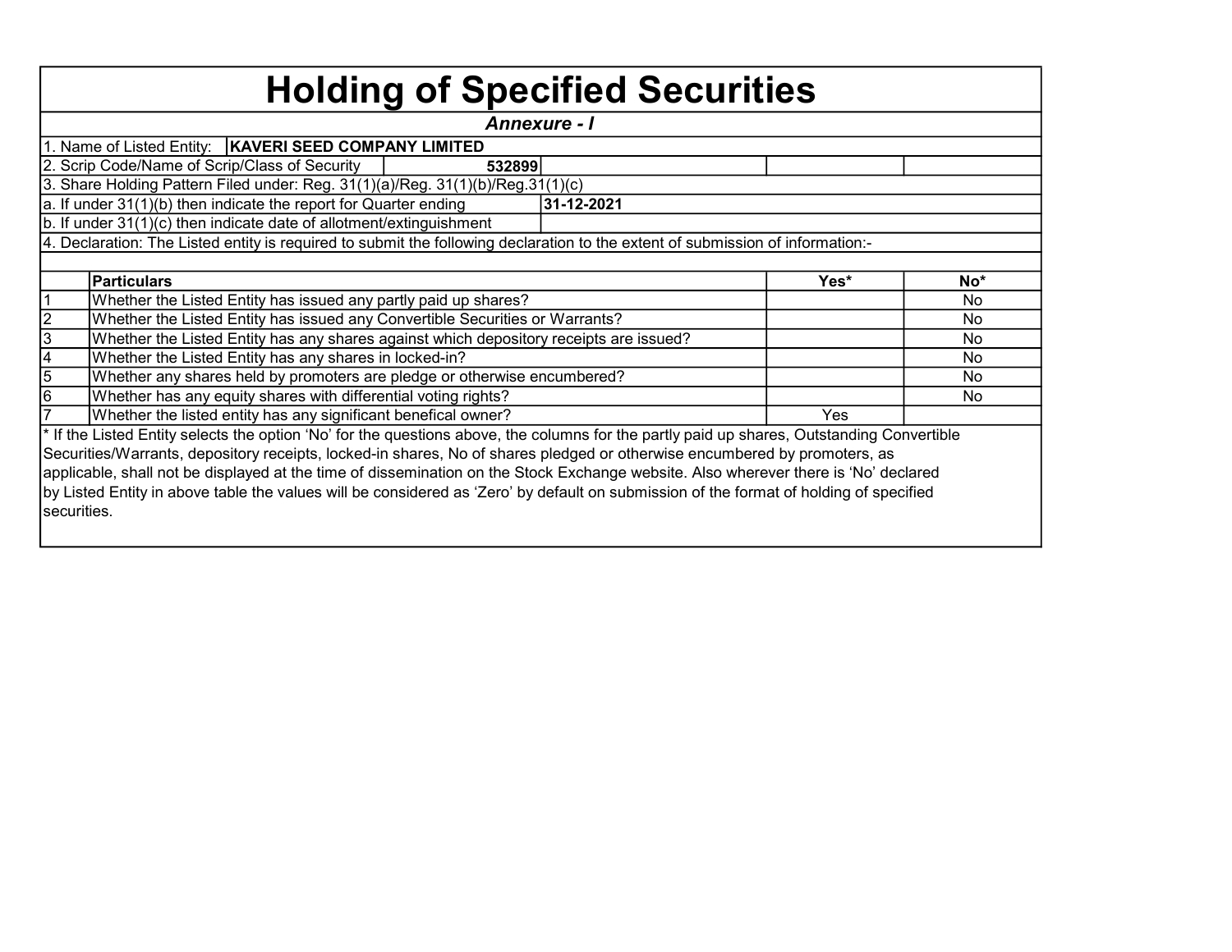# Holding of Specified Securities

***Annexure - I***

1. Name of Listed Entity: **KAVERI SEED COMPANY LIMITED**

2. Scrip Code/Name of Scrip/Class of Security **532899**

3. Share Holding Pattern Filed under: Reg. 31(1)(a)/Reg. 31(1)(b)/Reg.31(1)(c)

a. If under 31(1)(b) then indicate the report for Quarter ending **31-12-2021**

b. If under 31(1)(c) then indicate date of allotment/extinguishment

4. Declaration: The Listed entity is required to submit the following declaration to the extent of submission of information:-

| | Particulars | Yes* | No* |
|---|---|---|---|
| 1 | Whether the Listed Entity has issued any partly paid up shares? | | No |
| 2 | Whether the Listed Entity has issued any Convertible Securities or Warrants? | | No |
| 3 | Whether the Listed Entity has any shares against which depository receipts are issued? | | No |
| 4 | Whether the Listed Entity has any shares in locked-in? | | No |
| 5 | Whether any shares held by promoters are pledge or otherwise encumbered? | | No |
| 6 | Whether has any equity shares with differential voting rights? | | No |
| 7 | Whether the listed entity has any significant benefical owner? | Yes | |

* If the Listed Entity selects the option 'No' for the questions above, the columns for the partly paid up shares, Outstanding Convertible Securities/Warrants, depository receipts, locked-in shares, No of shares pledged or otherwise encumbered by promoters, as applicable, shall not be displayed at the time of dissemination on the Stock Exchange website. Also wherever there is 'No' declared by Listed Entity in above table the values will be considered as 'Zero' by default on submission of the format of holding of specified securities.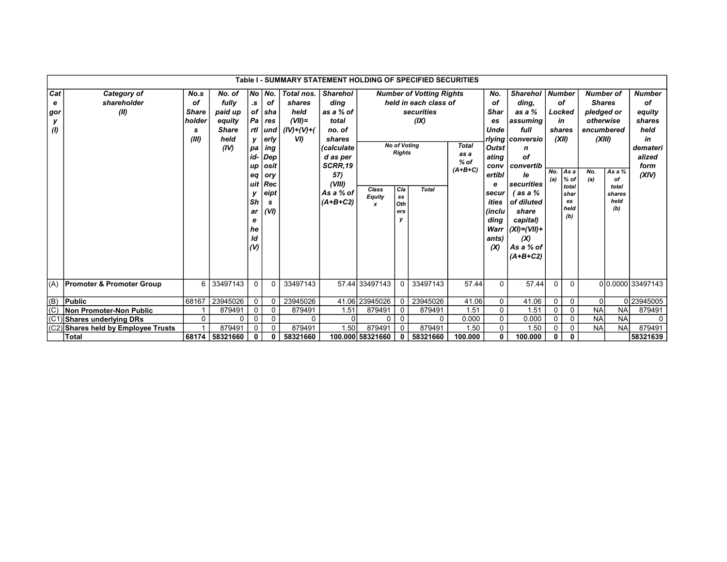## Table I - SUMMARY STATEMENT HOLDING OF SPECIFIED SECURITIES

| Category (I) | Category of shareholder (II) | No.s of Shareholders (III) | No. of fully paid up equity Share held (IV) | No.s of Partly paid-up equity Share held (V) | No. of shares underlying Depository Receipts (VI) | Total nos. shares held (VII)= (IV)+(V)+(VI) | Shareholding as a % of total no. of shares (calculated as per SCRR,1957) (VIII) As a % of (A+B+C2) | Number of Votting Rights held in each class of securities (IX) | | | | No. of Shares Underlying Outstating convertible securities (including Warrants) (X) | Shareholding, as a % assuming full conversion of convertible securities ( as a % of diluted share capital) (XI)=(VII)+(X) As a % of (A+B+C2) | Number of Locked in shares (XII) | | Number of Shares pledged or otherwise encumbered (XIII) | | Number of equity shares held in dematerialized form (XIV) |
|---|---|---|---|---|---|---|---|---|---|---|---|---|---|---|---|---|---|---|
| | | | | | | | | No of Voting Rights | | | Total as a % of (A+B+C) | | | No. (a) | As a % of total shares held (b) | No. (a) | As a % of total shares held (b) | |
| | | | | | | | | Class Equity x | Class Others y | Total | | | | | | | | |
| (A) | **Promoter & Promoter Group** | 6 | 33497143 | 0 | 0 | 33497143 | 57.44 | 33497143 | 0 | 33497143 | 57.44 | 0 | 57.44 | 0 | 0 | 0 | 0.0000 | 33497143 |
| (B) | **Public** | 68167 | 23945026 | 0 | 0 | 23945026 | 41.06 | 23945026 | 0 | 23945026 | 41.06 | 0 | 41.06 | 0 | 0 | 0 | 0 | 23945005 |
| (C) | **Non Promoter-Non Public** | 1 | 879491 | 0 | 0 | 879491 | 1.51 | 879491 | 0 | 879491 | 1.51 | 0 | 1.51 | 0 | 0 | NA | NA | 879491 |
| (C1) | **Shares underlying DRs** | 0 | 0 | 0 | 0 | 0 | 0 | 0 | 0 | 0 | 0.000 | 0 | 0.000 | 0 | 0 | NA | NA | 0 |
| (C2) | **Shares held by Employee Trusts** | 1 | 879491 | 0 | 0 | 879491 | 1.50 | 879491 | 0 | 879491 | 1.50 | 0 | 1.50 | 0 | 0 | NA | NA | 879491 |
| | **Total** | **68174** | **58321660** | **0** | **0** | **58321660** | **100.000** | **58321660** | **0** | **58321660** | **100.000** | **0** | **100.000** | **0** | **0** | | | **58321639** |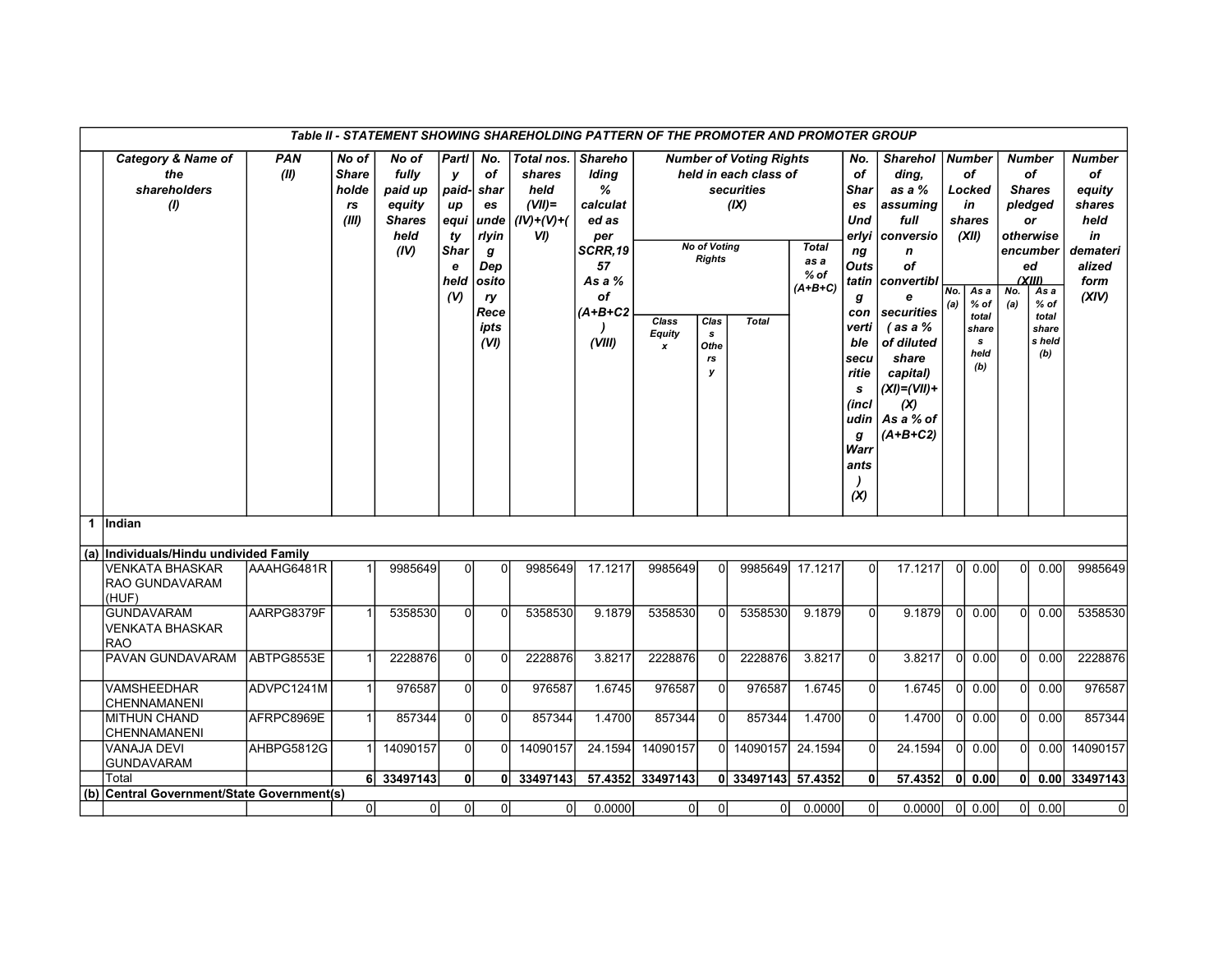| | Table II - STATEMENT SHOWING SHAREHOLDING PATTERN OF THE PROMOTER AND PROMOTER GROUP | | | | | | | | | | | | | | | | | | |
|---|---|---|---|---|---|---|---|---|---|---|---|---|---|---|---|---|---|---|---|
| | Category & Name of the shareholders (I) | PAN (II) | No of Shareholders (III) | No of fully paid up equity Shares held (IV) | Partly paid-up equity Share held (V) | No. of shares underlying Depository Receipts (VI) | Total nos. shares held (VII)= (IV)+(V)+(VI) | Shareholding % calculated as per SCRR,1957 As a % of (A+B+C2) (VIII) | Number of Voting Rights held in each class of securities (IX) | | | | No. of Shares Underlying Outstating convertible securities (including Warrants) (X) | Shareholding, as a % assuming full conversion of convertible securities ( as a % of diluted share capital) (XI)=(VII)+(X) As a % of (A+B+C2) | Number of Locked in shares (XII) | | Number of Shares pledged or otherwise encumbered (XIII) | | Number of equity shares held in dematerialized form (XIV) |
| | | | | | | | | | No of Voting Rights | | | Total as a % of (A+B+C) | | | | | | | |
| | | | | | | | | | Class Equity x | Class Others y | Total | | | | No. (a) | As a % of total shares held (b) | No. (a) | As a % of total shares held (b) | |
| 1 | Indian | | | | | | | | | | | | | | | | | | |
| (a) | Individuals/Hindu undivided Family | | | | | | | | | | | | | | | | | | |
| | VENKATA BHASKAR RAO GUNDAVARAM (HUF) | AAAHG6481R | 1 | 9985649 | 0 | 0 | 9985649 | 17.1217 | 9985649 | 0 | 9985649 | 17.1217 | 0 | 17.1217 | 0 | 0.00 | 0 | 0.00 | 9985649 |
| | GUNDAVARAM VENKATA BHASKAR RAO | AARPG8379F | 1 | 5358530 | 0 | 0 | 5358530 | 9.1879 | 5358530 | 0 | 5358530 | 9.1879 | 0 | 9.1879 | 0 | 0.00 | 0 | 0.00 | 5358530 |
| | PAVAN GUNDAVARAM | ABTPG8553E | 1 | 2228876 | 0 | 0 | 2228876 | 3.8217 | 2228876 | 0 | 2228876 | 3.8217 | 0 | 3.8217 | 0 | 0.00 | 0 | 0.00 | 2228876 |
| | VAMSHEEDHAR CHENNAMANENI | ADVPC1241M | 1 | 976587 | 0 | 0 | 976587 | 1.6745 | 976587 | 0 | 976587 | 1.6745 | 0 | 1.6745 | 0 | 0.00 | 0 | 0.00 | 976587 |
| | MITHUN CHAND CHENNAMANENI | AFRPC8969E | 1 | 857344 | 0 | 0 | 857344 | 1.4700 | 857344 | 0 | 857344 | 1.4700 | 0 | 1.4700 | 0 | 0.00 | 0 | 0.00 | 857344 |
| | VANAJA DEVI GUNDAVARAM | AHBPG5812G | 1 | 14090157 | 0 | 0 | 14090157 | 24.1594 | 14090157 | 0 | 14090157 | 24.1594 | 0 | 24.1594 | 0 | 0.00 | 0 | 0.00 | 14090157 |
| | Total | | **6** | **33497143** | **0** | **0** | **33497143** | **57.4352** | **33497143** | **0** | **33497143** | **57.4352** | **0** | **57.4352** | **0** | **0.00** | **0** | **0.00** | **33497143** |
| (b) | Central Government/State Government(s) | | | | | | | | | | | | | | | | | | |
| | | | 0 | 0 | 0 | 0 | 0 | 0.0000 | 0 | 0 | 0 | 0.0000 | 0 | 0.0000 | 0 | 0.00 | 0 | 0.00 | 0 |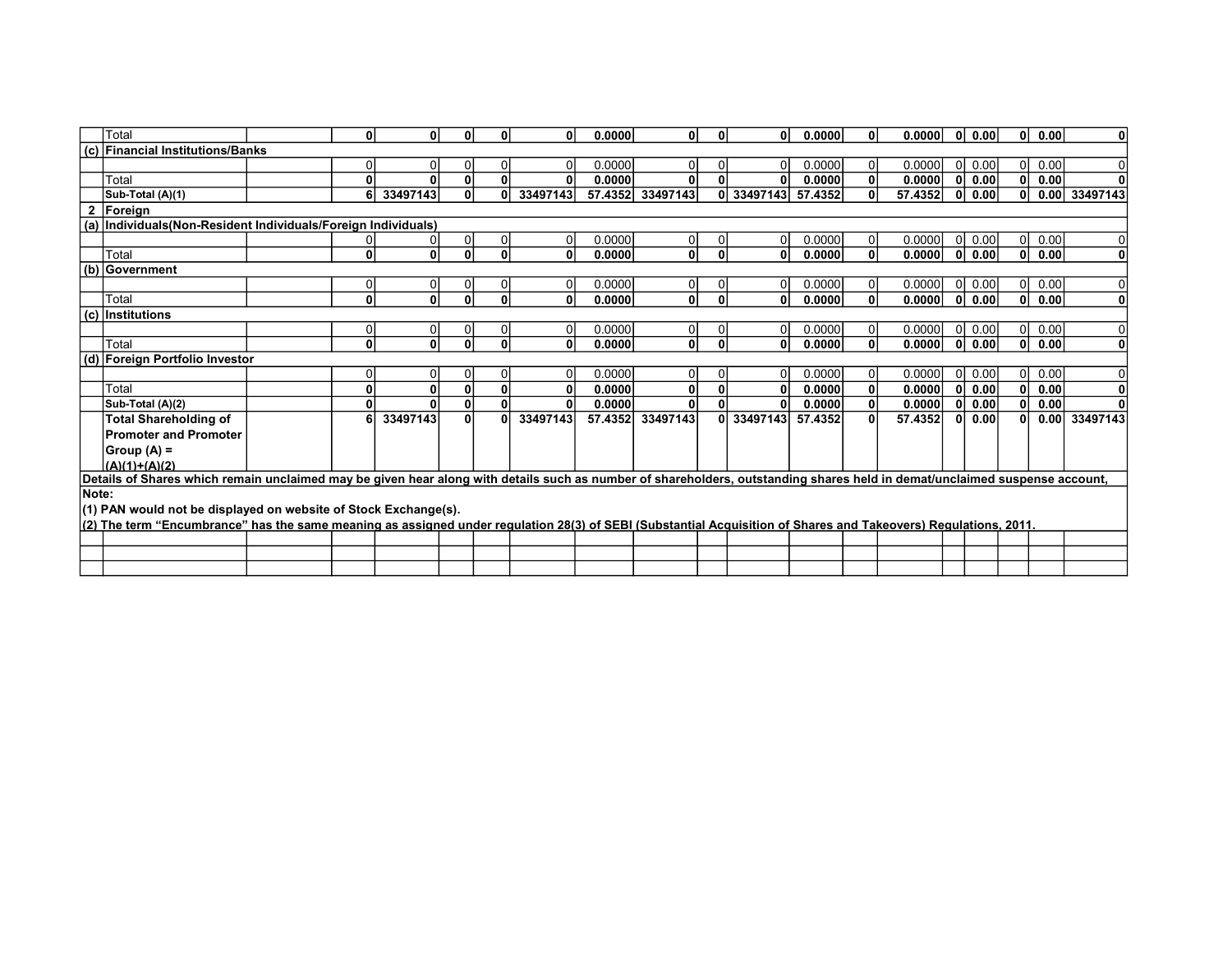| | Total | | 0 | 0 | 0 | 0 | 0 | 0.0000 | 0 | 0 | 0 | 0.0000 | 0 | 0.0000 | 0 | 0.00 | 0 | 0.00 | 0 |
|---|---|---|---|---|---|---|---|---|---|---|---|---|---|---|---|---|---|---|---|
| (c) | Financial Institutions/Banks | | | | | | | | | | | | | | | | | | |
| | | | 0 | 0 | 0 | 0 | 0 | 0.0000 | 0 | 0 | 0 | 0.0000 | 0 | 0.0000 | 0 | 0.00 | 0 | 0.00 | 0 |
| | Total | | 0 | 0 | 0 | 0 | 0 | 0.0000 | 0 | 0 | 0 | 0.0000 | 0 | 0.0000 | 0 | 0.00 | 0 | 0.00 | 0 |
| | Sub-Total (A)(1) | | 6 | 33497143 | 0 | 0 | 33497143 | 57.4352 | 33497143 | 0 | 33497143 | 57.4352 | 0 | 57.4352 | 0 | 0.00 | 0 | 0.00 | 33497143 |
| 2 | Foreign | | | | | | | | | | | | | | | | | | |
| (a) | Individuals(Non-Resident Individuals/Foreign Individuals) | | | | | | | | | | | | | | | | | | |
| | | | 0 | 0 | 0 | 0 | 0 | 0.0000 | 0 | 0 | 0 | 0.0000 | 0 | 0.0000 | 0 | 0.00 | 0 | 0.00 | 0 |
| | Total | | 0 | 0 | 0 | 0 | 0 | 0.0000 | 0 | 0 | 0 | 0.0000 | 0 | 0.0000 | 0 | 0.00 | 0 | 0.00 | 0 |
| (b) | Government | | | | | | | | | | | | | | | | | | |
| | | | 0 | 0 | 0 | 0 | 0 | 0.0000 | 0 | 0 | 0 | 0.0000 | 0 | 0.0000 | 0 | 0.00 | 0 | 0.00 | 0 |
| | Total | | 0 | 0 | 0 | 0 | 0 | 0.0000 | 0 | 0 | 0 | 0.0000 | 0 | 0.0000 | 0 | 0.00 | 0 | 0.00 | 0 |
| (c) | Institutions | | | | | | | | | | | | | | | | | | |
| | | | 0 | 0 | 0 | 0 | 0 | 0.0000 | 0 | 0 | 0 | 0.0000 | 0 | 0.0000 | 0 | 0.00 | 0 | 0.00 | 0 |
| | Total | | 0 | 0 | 0 | 0 | 0 | 0.0000 | 0 | 0 | 0 | 0.0000 | 0 | 0.0000 | 0 | 0.00 | 0 | 0.00 | 0 |
| (d) | Foreign Portfolio Investor | | | | | | | | | | | | | | | | | | |
| | | | 0 | 0 | 0 | 0 | 0 | 0.0000 | 0 | 0 | 0 | 0.0000 | 0 | 0.0000 | 0 | 0.00 | 0 | 0.00 | 0 |
| | Total | | 0 | 0 | 0 | 0 | 0 | 0.0000 | 0 | 0 | 0 | 0.0000 | 0 | 0.0000 | 0 | 0.00 | 0 | 0.00 | 0 |
| | Sub-Total (A)(2) | | 0 | 0 | 0 | 0 | 0 | 0.0000 | 0 | 0 | 0 | 0.0000 | 0 | 0.0000 | 0 | 0.00 | 0 | 0.00 | 0 |
| | Total Shareholding of Promoter and Promoter Group (A) = (A)(1)+(A)(2) | | 6 | 33497143 | 0 | 0 | 33497143 | 57.4352 | 33497143 | 0 | 33497143 | 57.4352 | 0 | 57.4352 | 0 | 0.00 | 0 | 0.00 | 33497143 |

**Details of Shares which remain unclaimed may be given hear along with details such as number of shareholders, outstanding shares held in demat/unclaimed suspense account,**

**Note:**

**(1) PAN would not be displayed on website of Stock Exchange(s).**

**(2) The term "Encumbrance" has the same meaning as assigned under regulation 28(3) of SEBI (Substantial Acquisition of Shares and Takeovers) Regulations, 2011.**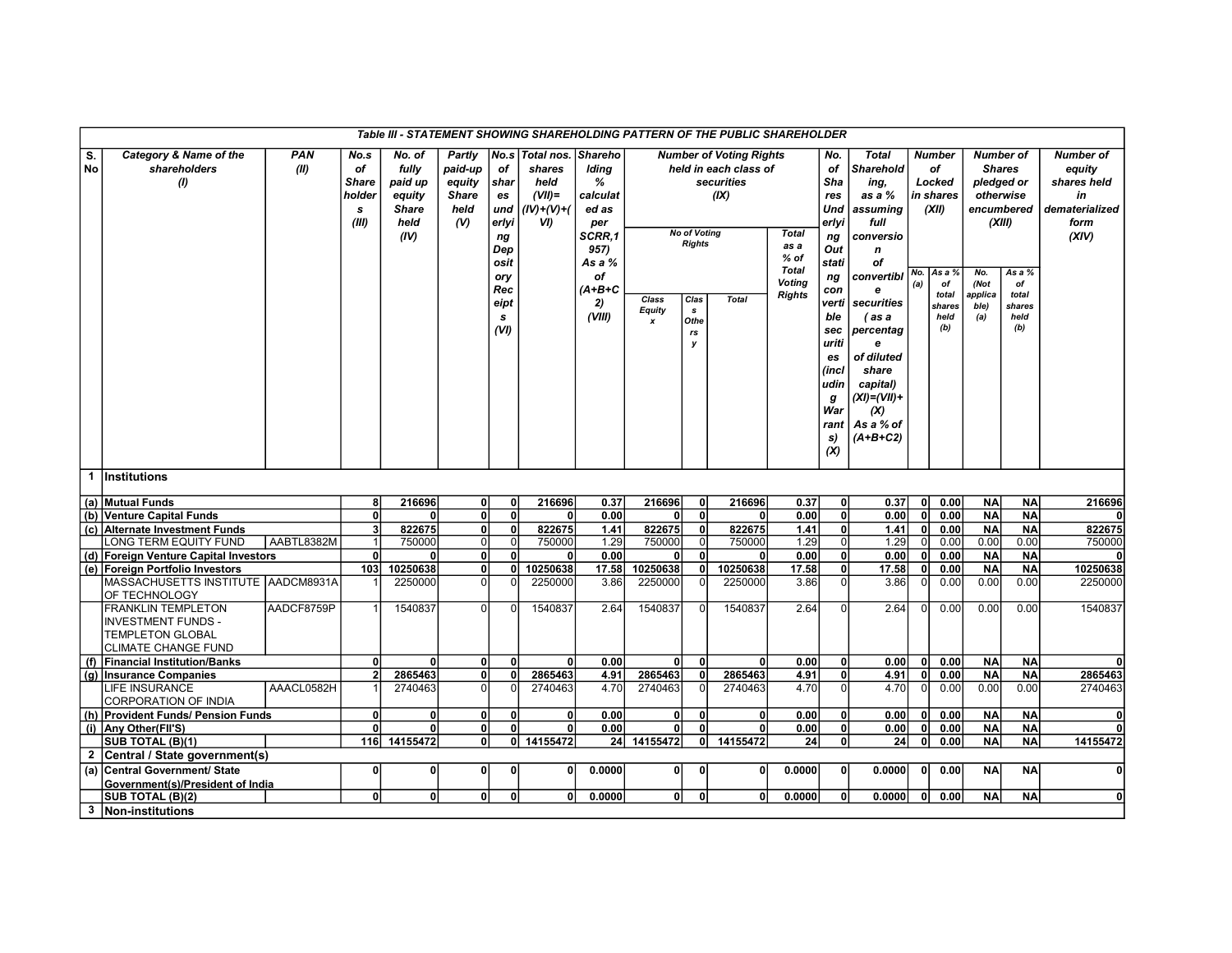| S. No | Category & Name of the shareholders (I) | PAN (II) | No.s of Shareholders (III) | No. of fully paid up equity Share held (IV) | Partly paid-up equity Share held (V) | No.s of shares underlying Depository Receipts (VI) | Total nos. shares held (VII)=(IV)+(V)+(VI) | Shareholding % calculated as per SCRR,1957) As a % of (A+B+C2) (VIII) | Number of Voting Rights held in each class of securities (IX) | | | | No. of Shares Underlying Outstanding convertible securities (including Warrants) (X) | Total Shareholding, as a % assuming full conversion of convertible securities ( as a percentage of diluted share capital) (XI)=(VII)+(X) As a % of (A+B+C2) | Number of Locked in shares (XII) | | Number of Shares pledged or otherwise encumbered (XIII) | | Number of equity shares held in dematerialized form (XIV) |
|---|---|---|---|---|---|---|---|---|---|---|---|---|---|---|---|---|---|---|---|
| | | | | | | | | | No of Voting Rights | | | Total as a % of Total Voting Rights | | | No. (a) | As a % of total shares held (b) | No. (Not applicable) (a) | As a % of total shares held (b) | |
| | | | | | | | | | Class Equity x | Class Others y | Total | | | | | | | | |
| **Table III - STATEMENT SHOWING SHAREHOLDING PATTERN OF THE PUBLIC SHAREHOLDER** | | | | | | | | | | | | | | | | | | | |
| **1** | **Institutions** | | | | | | | | | | | | | | | | | | |
| **(a)** | **Mutual Funds** | | **8** | **216696** | **0** | **0** | **216696** | **0.37** | **216696** | **0** | **216696** | **0.37** | **0** | **0.37** | **0** | **0.00** | **NA** | **NA** | **216696** |
| **(b)** | **Venture Capital Funds** | | **0** | **0** | **0** | **0** | **0** | **0.00** | **0** | **0** | **0** | **0.00** | **0** | **0.00** | **0** | **0.00** | **NA** | **NA** | **0** |
| **(c)** | **Alternate Investment Funds** | | **3** | **822675** | **0** | **0** | **822675** | **1.41** | **822675** | **0** | **822675** | **1.41** | **0** | **1.41** | **0** | **0.00** | **NA** | **NA** | **822675** |
| | LONG TERM EQUITY FUND | AABTL8382M | 1 | 750000 | 0 | 0 | 750000 | 1.29 | 750000 | 0 | 750000 | 1.29 | 0 | 1.29 | 0 | 0.00 | 0.00 | 0.00 | 750000 |
| **(d)** | **Foreign Venture Capital Investors** | | **0** | **0** | **0** | **0** | **0** | **0.00** | **0** | **0** | **0** | **0.00** | **0** | **0.00** | **0** | **0.00** | **NA** | **NA** | **0** |
| **(e)** | **Foreign Portfolio Investors** | | **103** | **10250638** | **0** | **0** | **10250638** | **17.58** | **10250638** | **0** | **10250638** | **17.58** | **0** | **17.58** | **0** | **0.00** | **NA** | **NA** | **10250638** |
| | MASSACHUSETTS INSTITUTE OF TECHNOLOGY | AADCM8931A | 1 | 2250000 | 0 | 0 | 2250000 | 3.86 | 2250000 | 0 | 2250000 | 3.86 | 0 | 3.86 | 0 | 0.00 | 0.00 | 0.00 | 2250000 |
| | FRANKLIN TEMPLETON INVESTMENT FUNDS - TEMPLETON GLOBAL CLIMATE CHANGE FUND | AADCF8759P | 1 | 1540837 | 0 | 0 | 1540837 | 2.64 | 1540837 | 0 | 1540837 | 2.64 | 0 | 2.64 | 0 | 0.00 | 0.00 | 0.00 | 1540837 |
| **(f)** | **Financial Institution/Banks** | | **0** | **0** | **0** | **0** | **0** | **0.00** | **0** | **0** | **0** | **0.00** | **0** | **0.00** | **0** | **0.00** | **NA** | **NA** | **0** |
| **(g)** | **Insurance Companies** | | **2** | **2865463** | **0** | **0** | **2865463** | **4.91** | **2865463** | **0** | **2865463** | **4.91** | **0** | **4.91** | **0** | **0.00** | **NA** | **NA** | **2865463** |
| | LIFE INSURANCE CORPORATION OF INDIA | AAACL0582H | 1 | 2740463 | 0 | 0 | 2740463 | 4.70 | 2740463 | 0 | 2740463 | 4.70 | 0 | 4.70 | 0 | 0.00 | 0.00 | 0.00 | 2740463 |
| **(h)** | **Provident Funds/ Pension Funds** | | **0** | **0** | **0** | **0** | **0** | **0.00** | **0** | **0** | **0** | **0.00** | **0** | **0.00** | **0** | **0.00** | **NA** | **NA** | **0** |
| **(i)** | **Any Other(FII'S)** | | **0** | **0** | **0** | **0** | **0** | **0.00** | **0** | **0** | **0** | **0.00** | **0** | **0.00** | **0** | **0.00** | **NA** | **NA** | **0** |
| | **SUB TOTAL (B)(1)** | | **116** | **14155472** | **0** | **0** | **14155472** | **24** | **14155472** | **0** | **14155472** | **24** | **0** | **24** | **0** | **0.00** | **NA** | **NA** | **14155472** |
| **2** | **Central / State government(s)** | | | | | | | | | | | | | | | | | | |
| **(a)** | **Central Government/ State Government(s)/President of India** | | **0** | **0** | **0** | **0** | **0** | **0.0000** | **0** | **0** | **0** | **0.0000** | **0** | **0.0000** | **0** | **0.00** | **NA** | **NA** | **0** |
| | **SUB TOTAL (B)(2)** | | **0** | **0** | **0** | **0** | **0** | **0.0000** | **0** | **0** | **0** | **0.0000** | **0** | **0.0000** | **0** | **0.00** | **NA** | **NA** | **0** |
| **3** | **Non-institutions** | | | | | | | | | | | | | | | | | | |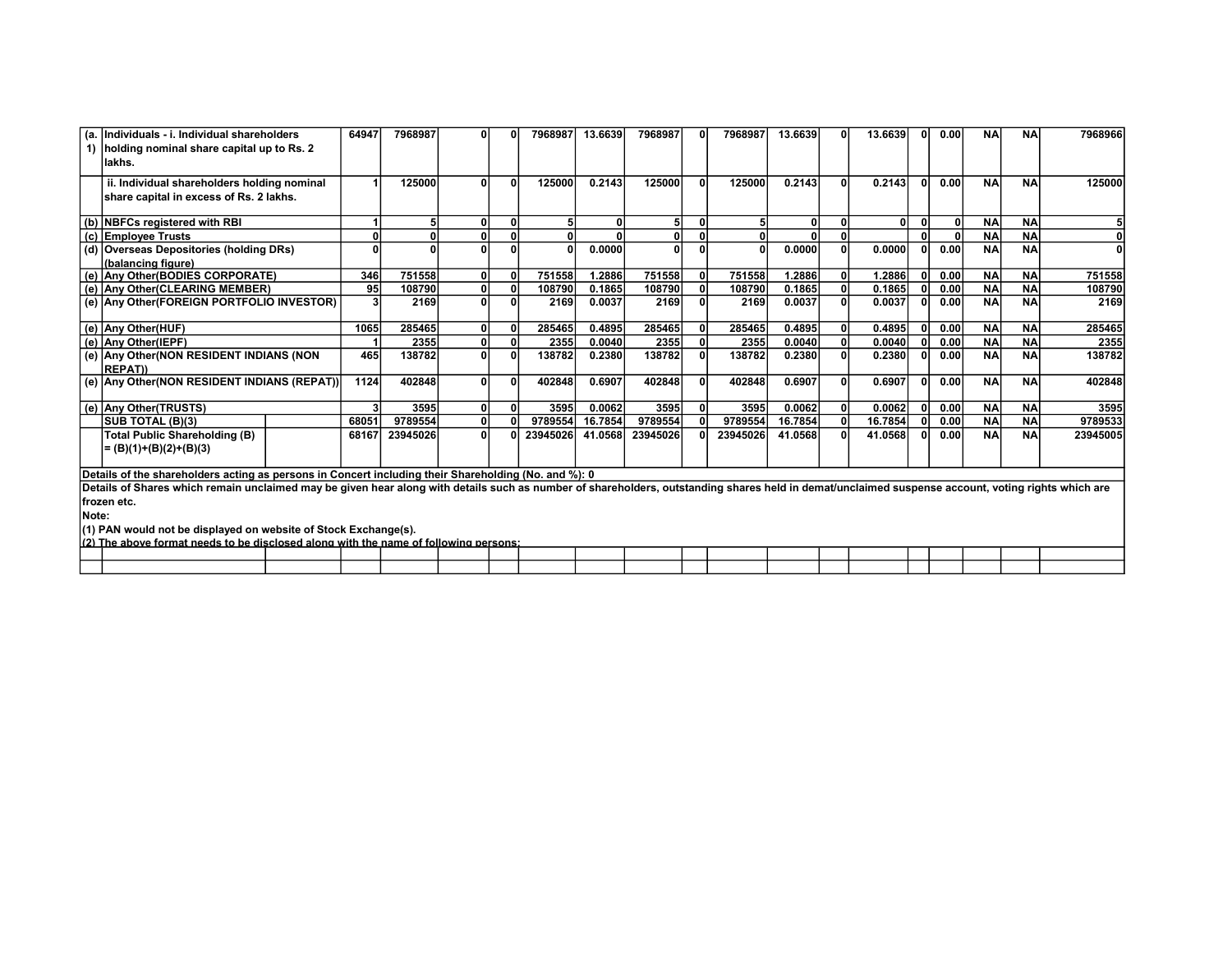| | | | | | | | | | | | | | | | | | | | |
|---|---|---|---|---|---|---|---|---|---|---|---|---|---|---|---|---|---|---|---|
| (a.1) | Individuals - i. Individual shareholders holding nominal share capital up to Rs. 2 lakhs. | | 64947 | 7968987 | 0 | 0 | 7968987 | 13.6639 | 7968987 | 0 | 7968987 | 13.6639 | 0 | 13.6639 | 0 | 0.00 | NA | NA | 7968966 |
| | ii. Individual shareholders holding nominal share capital in excess of Rs. 2 lakhs. | | 1 | 125000 | 0 | 0 | 125000 | 0.2143 | 125000 | 0 | 125000 | 0.2143 | 0 | 0.2143 | 0 | 0.00 | NA | NA | 125000 |
| (b) | NBFCs registered with RBI | | 1 | 5 | 0 | 0 | 5 | 0 | 5 | 0 | 5 | 0 | 0 | 0 | 0 | 0 | NA | NA | 5 |
| (c) | Employee Trusts | | 0 | 0 | 0 | 0 | 0 | 0 | 0 | 0 | 0 | 0 | 0 | | 0 | 0 | NA | NA | 0 |
| (d) | Overseas Depositories (holding DRs) (balancing figure) | | 0 | 0 | 0 | 0 | 0 | 0.0000 | 0 | 0 | 0 | 0.0000 | 0 | 0.0000 | 0 | 0.00 | NA | NA | 0 |
| (e) | Any Other(BODIES CORPORATE) | | 346 | 751558 | 0 | 0 | 751558 | 1.2886 | 751558 | 0 | 751558 | 1.2886 | 0 | 1.2886 | 0 | 0.00 | NA | NA | 751558 |
| (e) | Any Other(CLEARING MEMBER) | | 95 | 108790 | 0 | 0 | 108790 | 0.1865 | 108790 | 0 | 108790 | 0.1865 | 0 | 0.1865 | 0 | 0.00 | NA | NA | 108790 |
| (e) | Any Other(FOREIGN PORTFOLIO INVESTOR) | | 3 | 2169 | 0 | 0 | 2169 | 0.0037 | 2169 | 0 | 2169 | 0.0037 | 0 | 0.0037 | 0 | 0.00 | NA | NA | 2169 |
| (e) | Any Other(HUF) | | 1065 | 285465 | 0 | 0 | 285465 | 0.4895 | 285465 | 0 | 285465 | 0.4895 | 0 | 0.4895 | 0 | 0.00 | NA | NA | 285465 |
| (e) | Any Other(IEPF) | | 1 | 2355 | 0 | 0 | 2355 | 0.0040 | 2355 | 0 | 2355 | 0.0040 | 0 | 0.0040 | 0 | 0.00 | NA | NA | 2355 |
| (e) | Any Other(NON RESIDENT INDIANS (NON REPAT)) | | 465 | 138782 | 0 | 0 | 138782 | 0.2380 | 138782 | 0 | 138782 | 0.2380 | 0 | 0.2380 | 0 | 0.00 | NA | NA | 138782 |
| (e) | Any Other(NON RESIDENT INDIANS (REPAT)) | | 1124 | 402848 | 0 | 0 | 402848 | 0.6907 | 402848 | 0 | 402848 | 0.6907 | 0 | 0.6907 | 0 | 0.00 | NA | NA | 402848 |
| (e) | Any Other(TRUSTS) | | 3 | 3595 | 0 | 0 | 3595 | 0.0062 | 3595 | 0 | 3595 | 0.0062 | 0 | 0.0062 | 0 | 0.00 | NA | NA | 3595 |
| | SUB TOTAL (B)(3) | | 68051 | 9789554 | 0 | 0 | 9789554 | 16.7854 | 9789554 | 0 | 9789554 | 16.7854 | 0 | 16.7854 | 0 | 0.00 | NA | NA | 9789533 |
| | Total Public Shareholding (B) = (B)(1)+(B)(2)+(B)(3) | | 68167 | 23945026 | 0 | 0 | 23945026 | 41.0568 | 23945026 | 0 | 23945026 | 41.0568 | 0 | 41.0568 | 0 | 0.00 | NA | NA | 23945005 |

**Details of the shareholders acting as persons in Concert including their Shareholding (No. and %): 0**

**Details of Shares which remain unclaimed may be given hear along with details such as number of shareholders, outstanding shares held in demat/unclaimed suspense account, voting rights which are frozen etc.**

**Note:**

**(1) PAN would not be displayed on website of Stock Exchange(s).**

**(2) The above format needs to be disclosed along with the name of following persons:**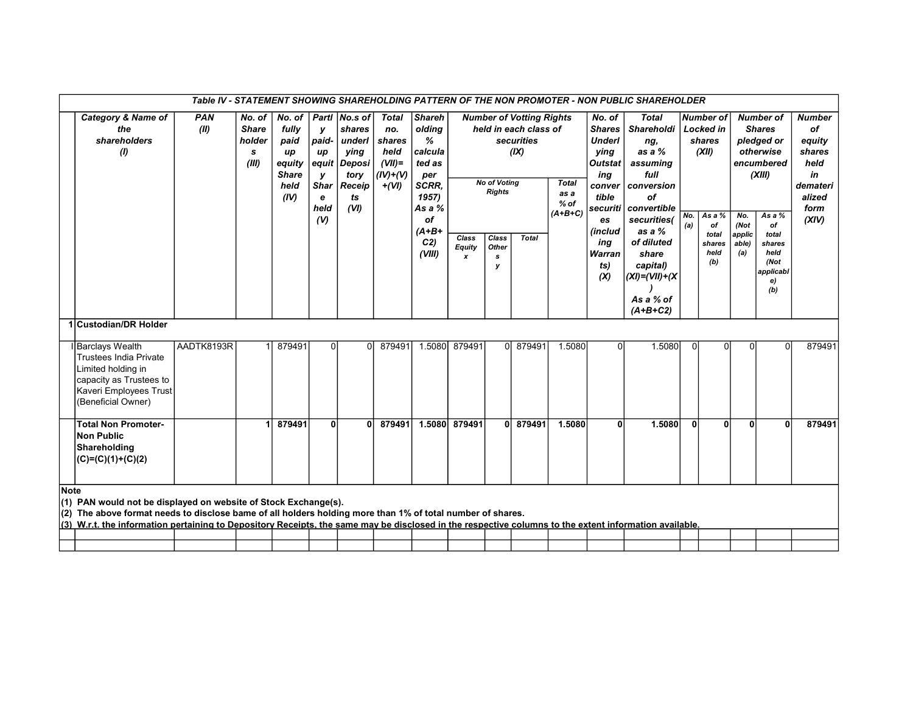| | Table IV - STATEMENT SHOWING SHAREHOLDING PATTERN OF THE NON PROMOTER - NON PUBLIC SHAREHOLDER | | | | | | | | | | | | | | | | | | | |
|---|---|---|---|---|---|---|---|---|---|---|---|---|---|---|---|---|---|---|---|---|
| | Category & Name of the shareholders (I) | PAN (II) | No. of Shareholders (III) | No. of fully paid up equity Share held (IV) | Partly paid-up equity Share held (V) | No.s of shares underlying Depository Receipts (VI) | Total no. shares held (VII)= (IV)+(V)+(VI) | Shareholding % calculated as per SCRR, 1957) As a % of (A+B+C2) (VIII) | Number of Votting Rights held in each class of securities (IX) | | | | No. of Shares Underlying Outstating convertible securities (including Warrants) (X) | Total Shareholding, as a % assuming full conversion of convertible securities( as a % of diluted share capital) (XI)=(VII)+(X) As a % of (A+B+C2) | Number of Locked in shares (XII) | | Number of Shares pledged or otherwise encumbered (XIII) | | Number of equity shares held in dematerialized form (XIV) |
| | | | | | | | | | No of Voting Rights | | | Total as a % of (A+B+C) | | | | | | | |
| | | | | | | | | | Class Equity x | Class Others y | Total | | | | No. (a) | As a % of total shares held (b) | No. (Not applicable) (a) | As a % of total shares held (Not applicable) (b) | |
| 1 | Custodian/DR Holder | | | | | | | | | | | | | | | | | | |
| I | Barclays Wealth Trustees India Private Limited holding in capacity as Trustees to Kaveri Employees Trust (Beneficial Owner) | AADTK8193R | 1 | 879491 | 0 | 0 | 879491 | 1.5080 | 879491 | 0 | 879491 | 1.5080 | 0 | 1.5080 | 0 | 0 | 0 | 0 | 879491 |
| | **Total Non Promoter-Non Public Shareholding (C)=(C)(1)+(C)(2)** | | **1** | **879491** | **0** | **0** | **879491** | **1.5080** | **879491** | **0** | **879491** | **1.5080** | **0** | **1.5080** | **0** | **0** | **0** | **0** | **879491** |

**Note**

**(1) PAN would not be displayed on website of Stock Exchange(s).**

**(2) The above format needs to disclose bame of all holders holding more than 1% of total number of shares.**

**(3) W.r.t. the information pertaining to Depository Receipts, the same may be disclosed in the respective columns to the extent information available.**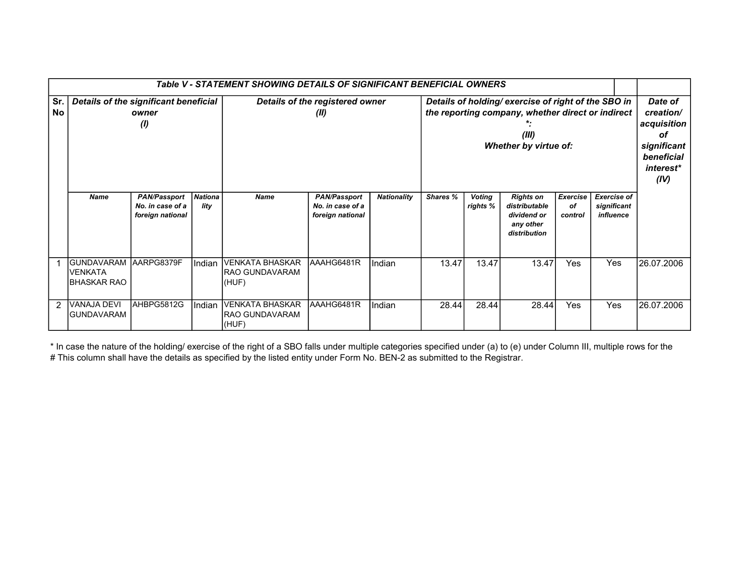| Table V - STATEMENT SHOWING DETAILS OF SIGNIFICANT BENEFICIAL OWNERS | | | | | | | | | | | | | |
|---|---|---|---|---|---|---|---|---|---|---|---|---|---|
| Sr. No | Details of the significant beneficial owner (I) | | | Details of the registered owner (II) | | | Details of holding/ exercise of right of the SBO in the reporting company, whether direct or indirect *: (III) Whether by virtue of: | | | | | Date of creation/ acquisition of significant beneficial interest* (IV) |
| | Name | PAN/Passport No. in case of a foreign national | Nationality | Name | PAN/Passport No. in case of a foreign national | Nationality | Shares % | Voting rights % | Rights on distributable dividend or any other distribution | Exercise of control | Exercise of significant influence | |
| 1 | GUNDAVARAM VENKATA BHASKAR RAO | AARPG8379F | Indian | VENKATA BHASKAR RAO GUNDAVARAM (HUF) | AAAHG6481R | Indian | 13.47 | 13.47 | 13.47 | Yes | Yes | 26.07.2006 |
| 2 | VANAJA DEVI GUNDAVARAM | AHBPG5812G | Indian | VENKATA BHASKAR RAO GUNDAVARAM (HUF) | AAAHG6481R | Indian | 28.44 | 28.44 | 28.44 | Yes | Yes | 26.07.2006 |

* In case the nature of the holding/ exercise of the right of a SBO falls under multiple categories specified under (a) to (e) under Column III, multiple rows for the

# This column shall have the details as specified by the listed entity under Form No. BEN-2 as submitted to the Registrar.